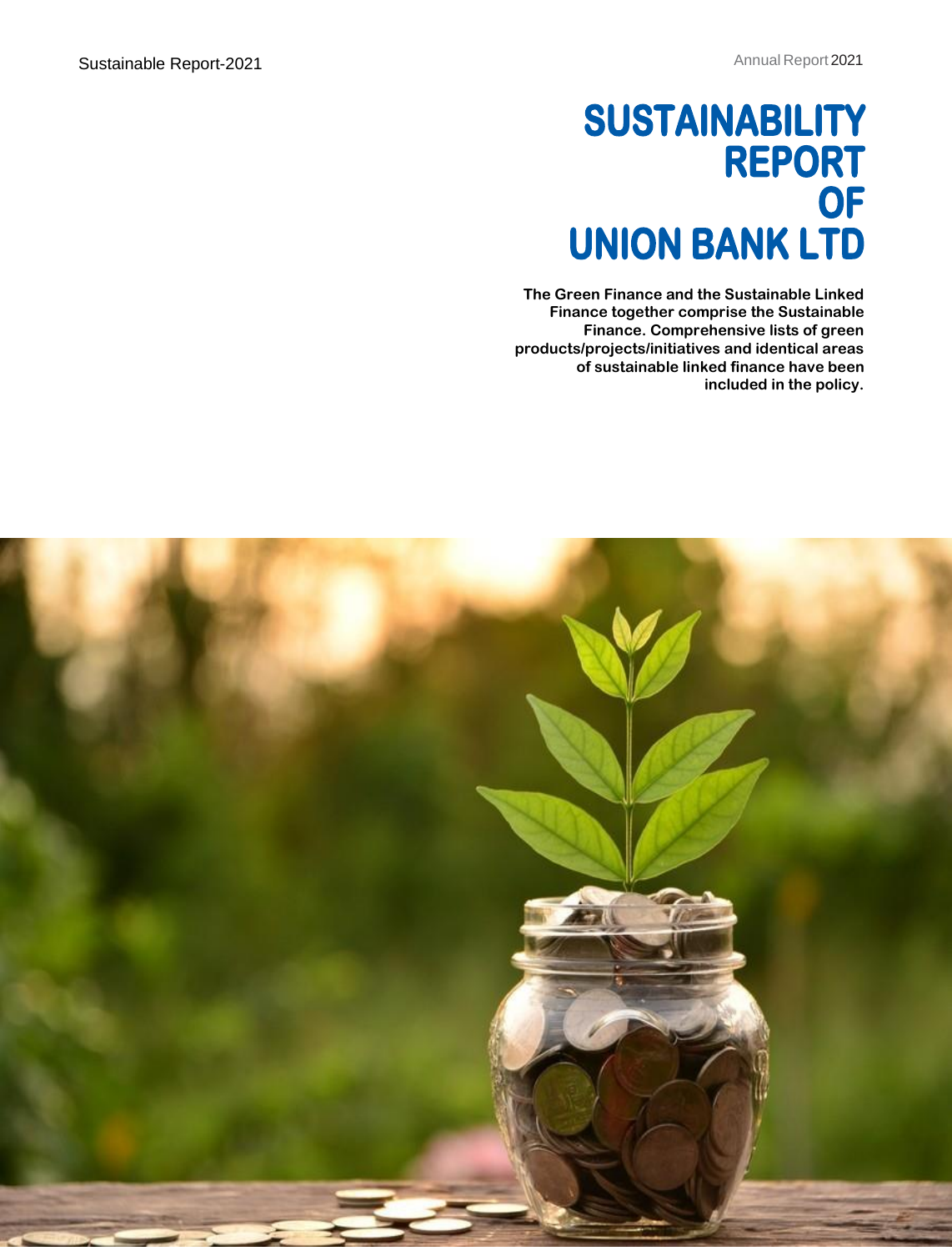# SUSTAINABILITY REPORT OF UNION BANK LTD

**The Green Finance and the Sustainable Linked Finance together comprise the Sustainable Finance. Comprehensive lists of green products/projects/initiatives and identical areas of sustainable linked finance have been included in the policy.**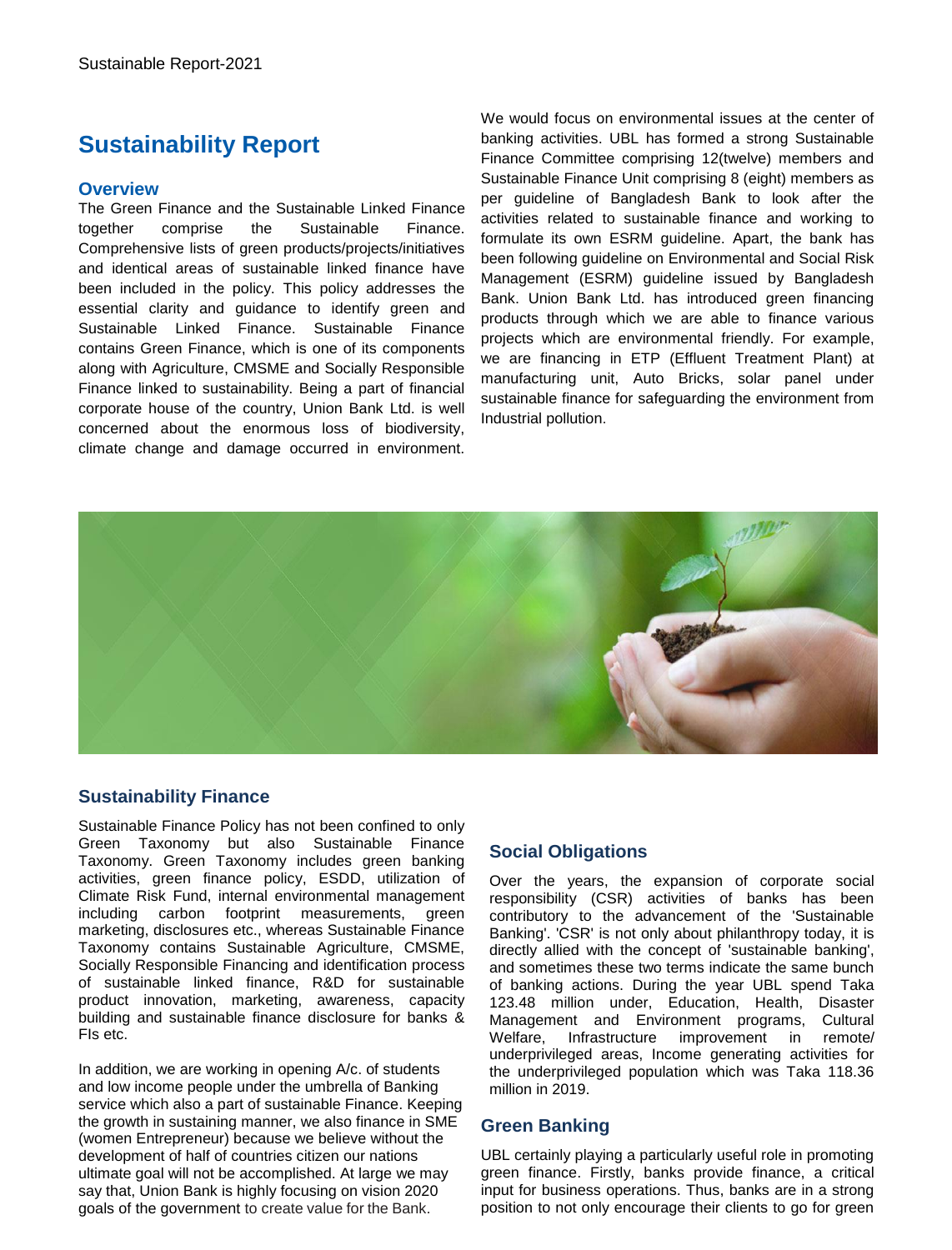# Sustainability Report

## Overview

The Green Finance and the Sustainable Linked Finance together comprise the Sustainable Finance. Comprehensive lists of green products/projects/initiatives and identical areas of sustainable linked finance have been included in the policy. This policy addresses the essential clarity and guidance to identify green and Sustainable Linked Finance. Sustainable Finance contains Green Finance, which is one of its components along with Agriculture, CMSME and Socially Responsible Finance linked to sustainability. Being a part of financial corporate house of the country, Union Bank Ltd. is well concerned about the enormous loss of biodiversity, climate change and damage occurred in environment. We would focus on environmental issues at the center of banking activities. UBL has formed a strong Sustainable Finance Committee comprising 12(twelve) members and Sustainable Finance Unit comprising 8 (eight) members as per guideline of Bangladesh Bank to look after the activities related to sustainable finance and working to formulate its own ESRM guideline. Apart, the bank has been following guideline on Environmental and Social Risk Management (ESRM) guideline issued by Bangladesh Bank. Union Bank Ltd. has introduced green financing products through which we are able to finance various projects which are environmental friendly. For example, we are financing in ETP (Effluent Treatment Plant) at manufacturing unit, Auto Bricks, solar panel under sustainable finance for safeguarding the environment from Industrial pollution.

## Sustainability Finance

Sustainable Finance Policy has not been confined to only Green Taxonomy but also Sustainable Finance Taxonomy. Green Taxonomy includes green banking activities, green finance policy, ESDD, utilization of Climate Risk Fund, internal environmental management including carbon footprint measurements, green marketing, disclosures etc., whereas Sustainable Finance Taxonomy contains Sustainable Agriculture, CMSME, Socially Responsible Financing and identification process of sustainable linked finance, R&D for sustainable product innovation, marketing, awareness, capacity building and sustainable finance disclosure for banks & FIs etc.

In addition, we are working in opening A/c. of students and low income people under the umbrella of Banking service which also a part of sustainable Finance. Keeping the growth in sustaining manner, we also finance in SME (women Entrepreneur) because we believe without the development of half of countries citizen our nations ultimate goal will not be accomplished. At large we may say that, Union Bank is highly focusing on vision 2020 goals of the government to create value for the Bank.

## Social Obligations

Over the years, the expansion of corporate social responsibility (CSR) activities of banks has been contributory to the advancement of the 'Sustainable Banking'. 'CSR' is not only about philanthropy today, it is directly allied with the concept of 'sustainable banking', and sometimes these two terms indicate the same bunch of banking actions. During the year UBL spend Taka 123.48 million under, Education, Health, Disaster Management and Environment programs, Cultural Welfare, Infrastructure improvement in remote/ underprivileged areas, Income generating activities for the underprivileged population which was Taka 118.36 million in 2019.

## Green Banking

UBL certainly playing a particularly useful role in promoting green finance. Firstly, banks provide finance, a critical input for business operations. Thus, banks are in a strong position to not only encourage their clients to go for green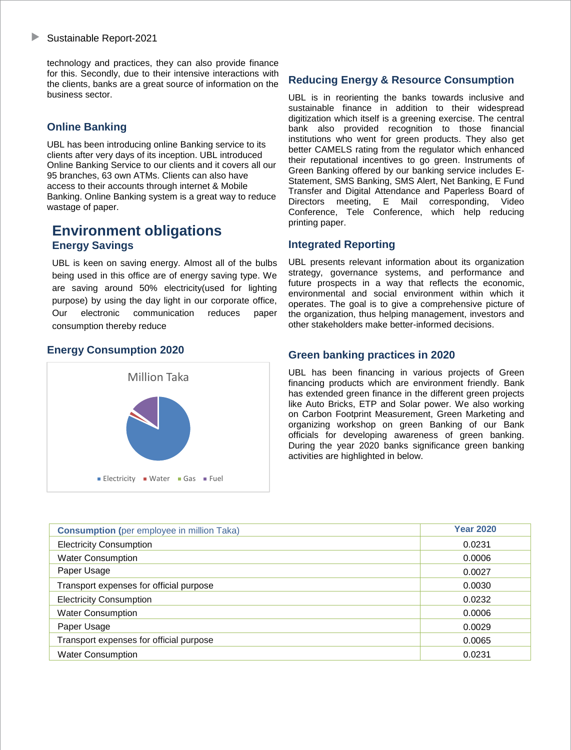technology and practices, they can also provide finance for this. Secondly, due to their intensive interactions with the clients, banks are a great source of information on the business sector.

### Online Banking

UBL has been introducing online Banking service to its clients after very days of its inception. UBL introduced Online Banking Service to our clients and it covers all our 95 branches, 63 own ATMs. Clients can also have access to their accounts through internet & Mobile Banking. Online Banking system is a great way to reduce wastage of paper.

## Environment obligations

### Energy Savings

UBL is keen on saving energy. Almost all of the bulbs being used in this office are of energy saving type. We are saving around 50% electricity(used for lighting purpose) by using the day light in our corporate office, Our electronic communication reduces paper consumption thereby reduce

### Energy Consumption 2020

Million Taka

Electricity  Water  Gas  Fuel

### Reducing Energy & Resource Consumption

UBL is in reorienting the banks towards inclusive and sustainable finance in addition to their widespread digitization which itself is a greening exercise. The central bank also provided recognition to those financial institutions who went for green products. They also get better CAMELS rating from the regulator which enhanced their reputational incentives to go green. Instruments of Green Banking offered by our banking service includes E-Statement, SMS Banking, SMS Alert, Net Banking, E Fund Transfer and Digital Attendance and Paperless Board of Directors meeting, E Mail corresponding, Video Conference, Tele Conference, which help reducing printing paper.

### Integrated Reporting

UBL presents relevant information about its organization strategy, governance systems, and performance and future prospects in a way that reflects the economic, environmental and social environment within which it operates. The goal is to give a comprehensive picture of the organization, thus helping management, investors and other stakeholders make better-informed decisions.

### Green banking practices in 2020

UBL has been financing in various projects of Green financing products which are environment friendly. Bank has extended green finance in the different green projects like Auto Bricks, ETP and Solar power. We also working on Carbon Footprint Measurement, Green Marketing and organizing workshop on green Banking of our Bank officials for developing awareness of green banking. During the year 2020 banks significance green banking activities are highlighted in below.

| **Consumption (**per employee in million Taka) | **Year 2020** |
|---|---|
| Electricity Consumption | 0.0231 |
| Water Consumption | 0.0006 |
| Paper Usage | 0.0027 |
| Transport expenses for official purpose | 0.0030 |
| Electricity Consumption | 0.0232 |
| Water Consumption | 0.0006 |
| Paper Usage | 0.0029 |
| Transport expenses for official purpose | 0.0065 |
| Water Consumption | 0.0231 |